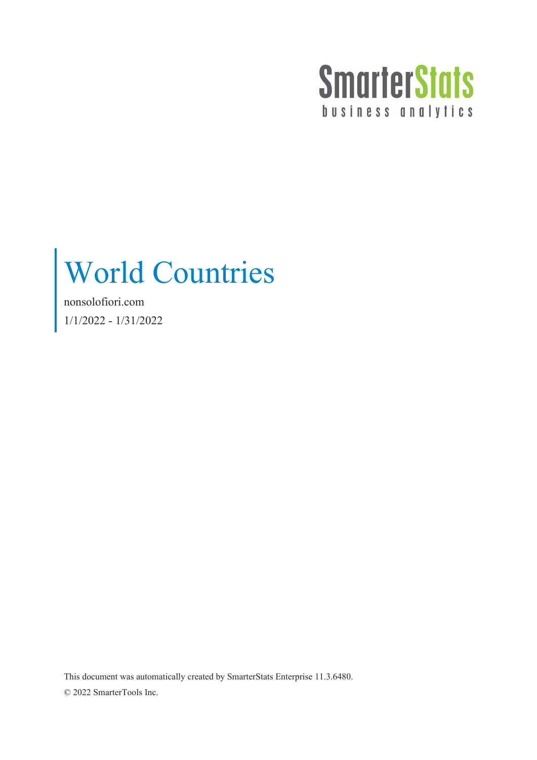SmarterStats
business analytics

# World Countries

nonsolofiori.com

1/1/2022 - 1/31/2022

This document was automatically created by SmarterStats Enterprise 11.3.6480.

© 2022 SmarterTools Inc.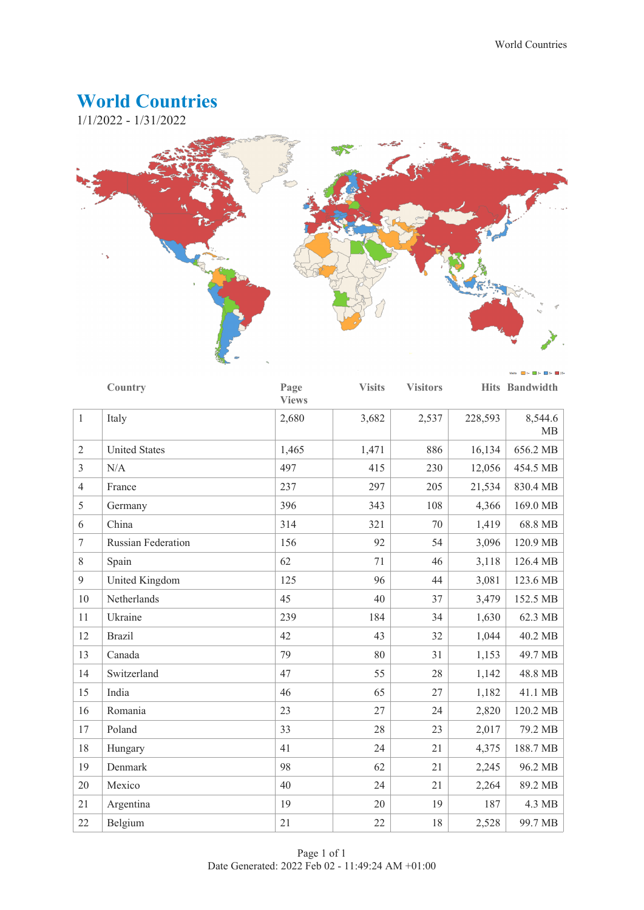# World Countries

1/1/2022 - 1/31/2022

| | Country | Page Views | Visits | Visitors | Hits | Bandwidth |
|---|---|---|---|---|---|---|
| 1 | Italy | 2,680 | 3,682 | 2,537 | 228,593 | 8,544.6 MB |
| 2 | United States | 1,465 | 1,471 | 886 | 16,134 | 656.2 MB |
| 3 | N/A | 497 | 415 | 230 | 12,056 | 454.5 MB |
| 4 | France | 237 | 297 | 205 | 21,534 | 830.4 MB |
| 5 | Germany | 396 | 343 | 108 | 4,366 | 169.0 MB |
| 6 | China | 314 | 321 | 70 | 1,419 | 68.8 MB |
| 7 | Russian Federation | 156 | 92 | 54 | 3,096 | 120.9 MB |
| 8 | Spain | 62 | 71 | 46 | 3,118 | 126.4 MB |
| 9 | United Kingdom | 125 | 96 | 44 | 3,081 | 123.6 MB |
| 10 | Netherlands | 45 | 40 | 37 | 3,479 | 152.5 MB |
| 11 | Ukraine | 239 | 184 | 34 | 1,630 | 62.3 MB |
| 12 | Brazil | 42 | 43 | 32 | 1,044 | 40.2 MB |
| 13 | Canada | 79 | 80 | 31 | 1,153 | 49.7 MB |
| 14 | Switzerland | 47 | 55 | 28 | 1,142 | 48.8 MB |
| 15 | India | 46 | 65 | 27 | 1,182 | 41.1 MB |
| 16 | Romania | 23 | 27 | 24 | 2,820 | 120.2 MB |
| 17 | Poland | 33 | 28 | 23 | 2,017 | 79.2 MB |
| 18 | Hungary | 41 | 24 | 21 | 4,375 | 188.7 MB |
| 19 | Denmark | 98 | 62 | 21 | 2,245 | 96.2 MB |
| 20 | Mexico | 40 | 24 | 21 | 2,264 | 89.2 MB |
| 21 | Argentina | 19 | 20 | 19 | 187 | 4.3 MB |
| 22 | Belgium | 21 | 22 | 18 | 2,528 | 99.7 MB |

Date Generated: 2022 Feb 02 - 11:49:24 AM +01:00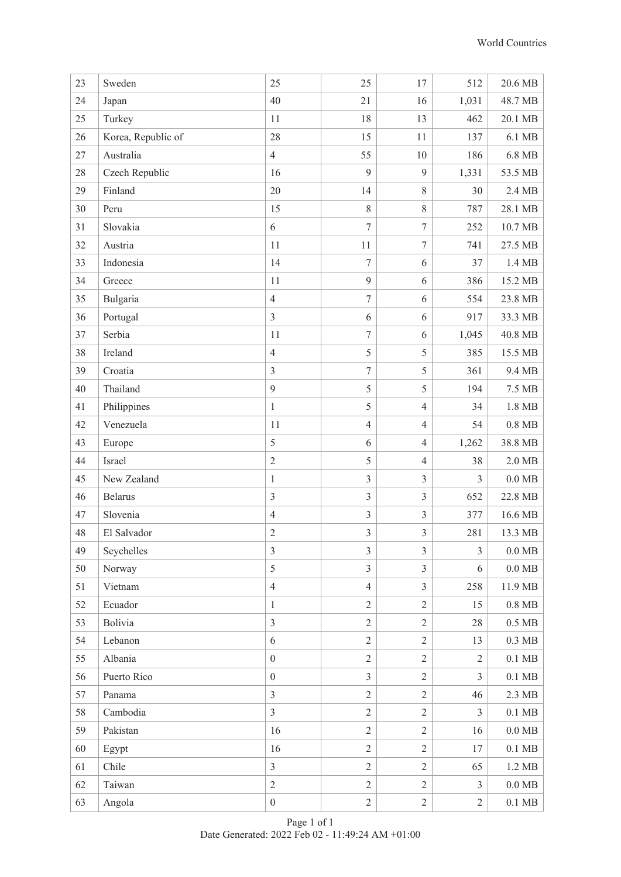| 23 | Sweden | 25 | 25 | 17 | 512 | 20.6 MB |
|---|---|---|---|---|---|---|
| 24 | Japan | 40 | 21 | 16 | 1,031 | 48.7 MB |
| 25 | Turkey | 11 | 18 | 13 | 462 | 20.1 MB |
| 26 | Korea, Republic of | 28 | 15 | 11 | 137 | 6.1 MB |
| 27 | Australia | 4 | 55 | 10 | 186 | 6.8 MB |
| 28 | Czech Republic | 16 | 9 | 9 | 1,331 | 53.5 MB |
| 29 | Finland | 20 | 14 | 8 | 30 | 2.4 MB |
| 30 | Peru | 15 | 8 | 8 | 787 | 28.1 MB |
| 31 | Slovakia | 6 | 7 | 7 | 252 | 10.7 MB |
| 32 | Austria | 11 | 11 | 7 | 741 | 27.5 MB |
| 33 | Indonesia | 14 | 7 | 6 | 37 | 1.4 MB |
| 34 | Greece | 11 | 9 | 6 | 386 | 15.2 MB |
| 35 | Bulgaria | 4 | 7 | 6 | 554 | 23.8 MB |
| 36 | Portugal | 3 | 6 | 6 | 917 | 33.3 MB |
| 37 | Serbia | 11 | 7 | 6 | 1,045 | 40.8 MB |
| 38 | Ireland | 4 | 5 | 5 | 385 | 15.5 MB |
| 39 | Croatia | 3 | 7 | 5 | 361 | 9.4 MB |
| 40 | Thailand | 9 | 5 | 5 | 194 | 7.5 MB |
| 41 | Philippines | 1 | 5 | 4 | 34 | 1.8 MB |
| 42 | Venezuela | 11 | 4 | 4 | 54 | 0.8 MB |
| 43 | Europe | 5 | 6 | 4 | 1,262 | 38.8 MB |
| 44 | Israel | 2 | 5 | 4 | 38 | 2.0 MB |
| 45 | New Zealand | 1 | 3 | 3 | 3 | 0.0 MB |
| 46 | Belarus | 3 | 3 | 3 | 652 | 22.8 MB |
| 47 | Slovenia | 4 | 3 | 3 | 377 | 16.6 MB |
| 48 | El Salvador | 2 | 3 | 3 | 281 | 13.3 MB |
| 49 | Seychelles | 3 | 3 | 3 | 3 | 0.0 MB |
| 50 | Norway | 5 | 3 | 3 | 6 | 0.0 MB |
| 51 | Vietnam | 4 | 4 | 3 | 258 | 11.9 MB |
| 52 | Ecuador | 1 | 2 | 2 | 15 | 0.8 MB |
| 53 | Bolivia | 3 | 2 | 2 | 28 | 0.5 MB |
| 54 | Lebanon | 6 | 2 | 2 | 13 | 0.3 MB |
| 55 | Albania | 0 | 2 | 2 | 2 | 0.1 MB |
| 56 | Puerto Rico | 0 | 3 | 2 | 3 | 0.1 MB |
| 57 | Panama | 3 | 2 | 2 | 46 | 2.3 MB |
| 58 | Cambodia | 3 | 2 | 2 | 3 | 0.1 MB |
| 59 | Pakistan | 16 | 2 | 2 | 16 | 0.0 MB |
| 60 | Egypt | 16 | 2 | 2 | 17 | 0.1 MB |
| 61 | Chile | 3 | 2 | 2 | 65 | 1.2 MB |
| 62 | Taiwan | 2 | 2 | 2 | 3 | 0.0 MB |
| 63 | Angola | 0 | 2 | 2 | 2 | 0.1 MB |

Date Generated: 2022 Feb 02 - 11:49:24 AM +01:00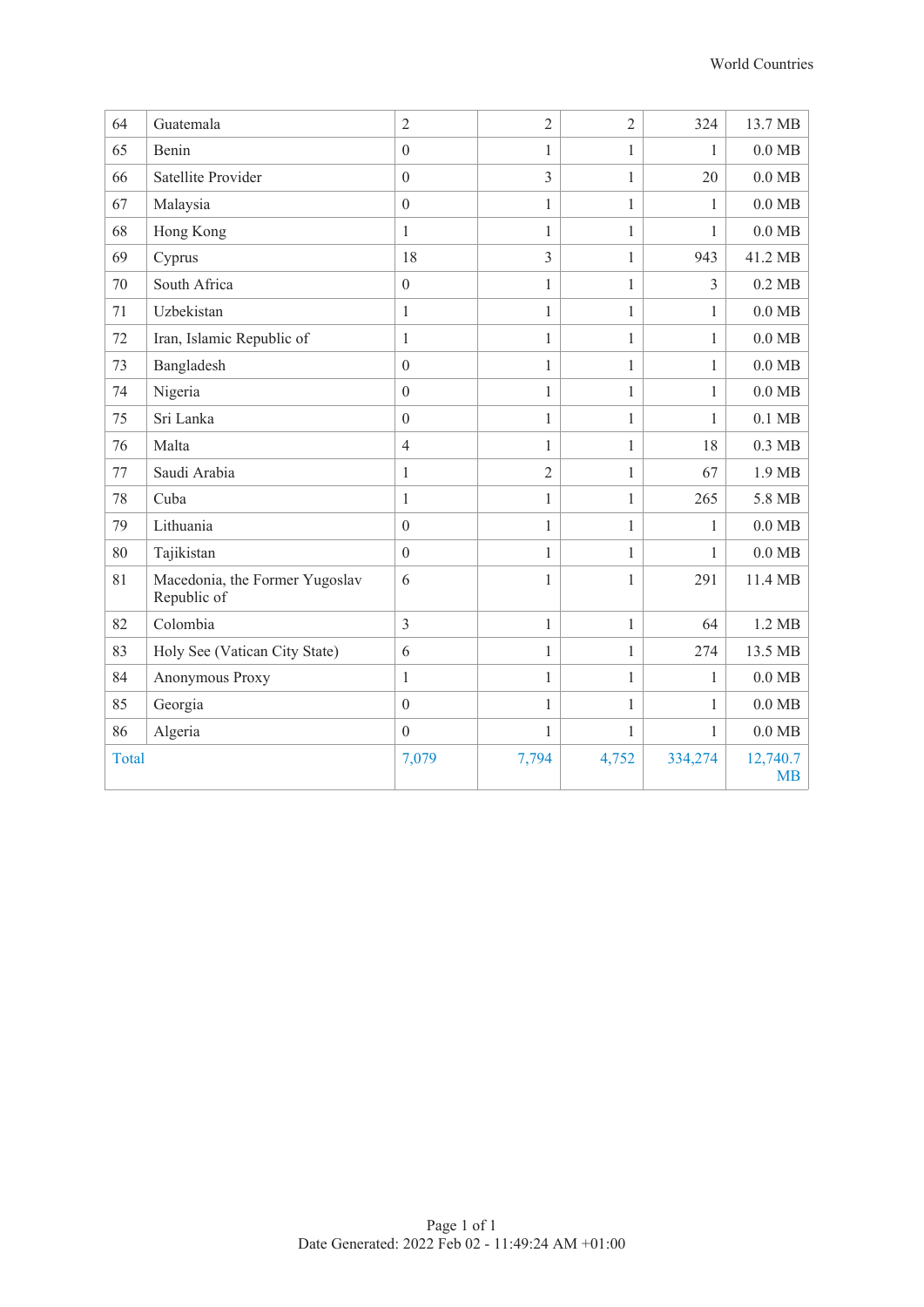| | | | | | | |
|---|---|---|---|---|---|---|
| 64 | Guatemala | 2 | 2 | 2 | 324 | 13.7 MB |
| 65 | Benin | 0 | 1 | 1 | 1 | 0.0 MB |
| 66 | Satellite Provider | 0 | 3 | 1 | 20 | 0.0 MB |
| 67 | Malaysia | 0 | 1 | 1 | 1 | 0.0 MB |
| 68 | Hong Kong | 1 | 1 | 1 | 1 | 0.0 MB |
| 69 | Cyprus | 18 | 3 | 1 | 943 | 41.2 MB |
| 70 | South Africa | 0 | 1 | 1 | 3 | 0.2 MB |
| 71 | Uzbekistan | 1 | 1 | 1 | 1 | 0.0 MB |
| 72 | Iran, Islamic Republic of | 1 | 1 | 1 | 1 | 0.0 MB |
| 73 | Bangladesh | 0 | 1 | 1 | 1 | 0.0 MB |
| 74 | Nigeria | 0 | 1 | 1 | 1 | 0.0 MB |
| 75 | Sri Lanka | 0 | 1 | 1 | 1 | 0.1 MB |
| 76 | Malta | 4 | 1 | 1 | 18 | 0.3 MB |
| 77 | Saudi Arabia | 1 | 2 | 1 | 67 | 1.9 MB |
| 78 | Cuba | 1 | 1 | 1 | 265 | 5.8 MB |
| 79 | Lithuania | 0 | 1 | 1 | 1 | 0.0 MB |
| 80 | Tajikistan | 0 | 1 | 1 | 1 | 0.0 MB |
| 81 | Macedonia, the Former Yugoslav Republic of | 6 | 1 | 1 | 291 | 11.4 MB |
| 82 | Colombia | 3 | 1 | 1 | 64 | 1.2 MB |
| 83 | Holy See (Vatican City State) | 6 | 1 | 1 | 274 | 13.5 MB |
| 84 | Anonymous Proxy | 1 | 1 | 1 | 1 | 0.0 MB |
| 85 | Georgia | 0 | 1 | 1 | 1 | 0.0 MB |
| 86 | Algeria | 0 | 1 | 1 | 1 | 0.0 MB |
| Total | | 7,079 | 7,794 | 4,752 | 334,274 | 12,740.7 MB |

Date Generated: 2022 Feb 02 - 11:49:24 AM +01:00